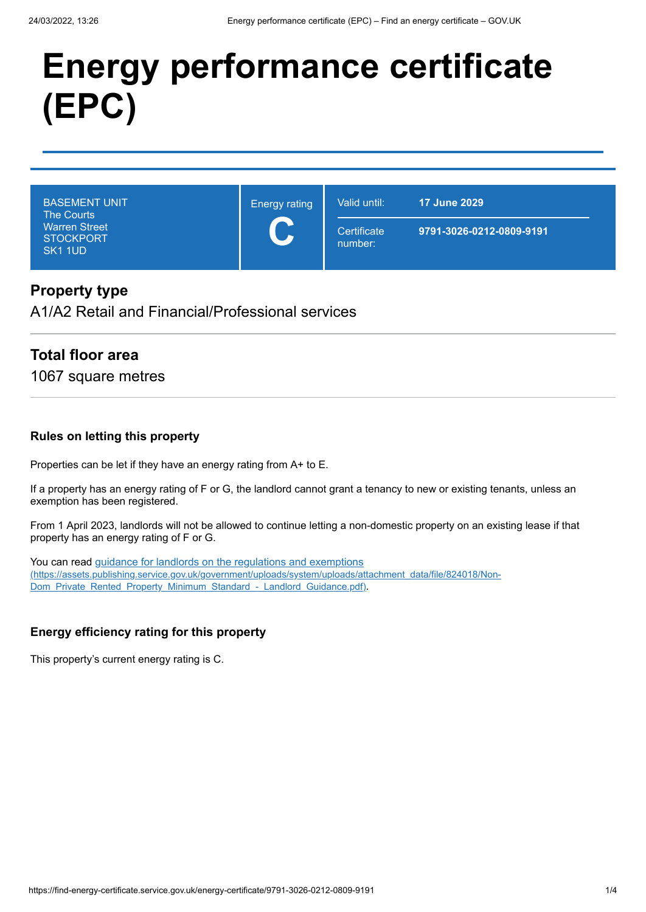# Energy performance certificate (EPC)

| BASEMENT UNIT<br>The Courts<br>Warren Street<br>STOCKPORT<br>SK1 1UD | Energy rating<br>**C** | Valid until: | **17 June 2029** |
|---|---|---|---|
| | | Certificate number: | **9791-3026-0212-0809-9191** |

## Property type

A1/A2 Retail and Financial/Professional services

## Total floor area

1067 square metres

### Rules on letting this property

Properties can be let if they have an energy rating from A+ to E.

If a property has an energy rating of F or G, the landlord cannot grant a tenancy to new or existing tenants, unless an exemption has been registered.

From 1 April 2023, landlords will not be allowed to continue letting a non-domestic property on an existing lease if that property has an energy rating of F or G.

You can read [guidance for landlords on the regulations and exemptions](https://assets.publishing.service.gov.uk/government/uploads/system/uploads/attachment_data/file/824018/Non-Dom_Private_Rented_Property_Minimum_Standard_-_Landlord_Guidance.pdf) (https://assets.publishing.service.gov.uk/government/uploads/system/uploads/attachment_data/file/824018/Non-Dom_Private_Rented_Property_Minimum_Standard_-_Landlord_Guidance.pdf).

### Energy efficiency rating for this property

This property's current energy rating is C.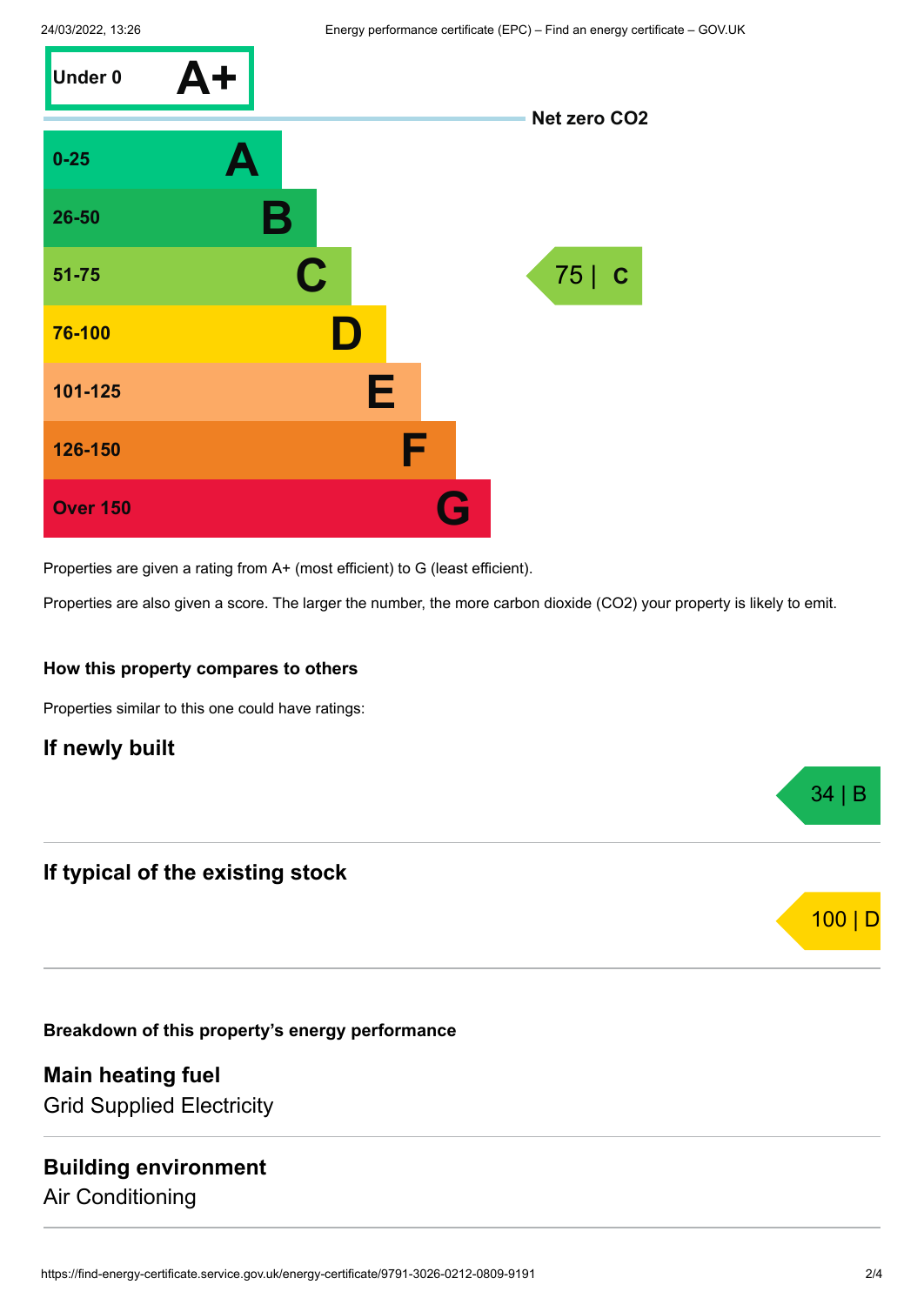| Score | Rating |
|---|---|
| Under 0 | A+ |
| 0-25 | A |
| 26-50 | B |
| 51-75 | C |
| 76-100 | D |
| 101-125 | E |
| 126-150 | F |
| Over 150 | G |

Net zero $CO_2$

This property: 75 | C

Properties are given a rating from A+ (most efficient) to G (least efficient).

Properties are also given a score. The larger the number, the more carbon dioxide ($CO_2$) your property is likely to emit.

### How this property compares to others

Properties similar to this one could have ratings:

## If newly built

34 | B

## If typical of the existing stock

100 | D

### Breakdown of this property's energy performance

## Main heating fuel

Grid Supplied Electricity

## Building environment

Air Conditioning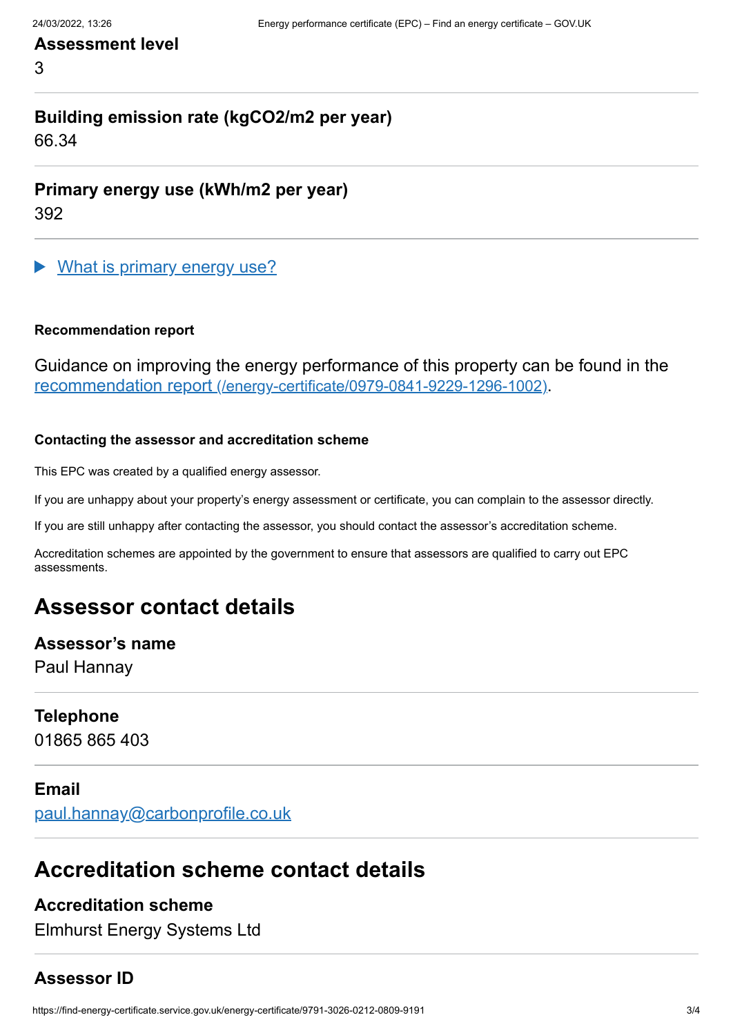### Assessment level

3

### Building emission rate (kgCO2/m2 per year)

66.34

### Primary energy use (kWh/m2 per year)

392

▶ [What is primary energy use?]()

#### Recommendation report

Guidance on improving the energy performance of this property can be found in the [recommendation report (/energy-certificate/0979-0841-9229-1296-1002)](/energy-certificate/0979-0841-9229-1296-1002).

#### Contacting the assessor and accreditation scheme

This EPC was created by a qualified energy assessor.

If you are unhappy about your property's energy assessment or certificate, you can complain to the assessor directly.

If you are still unhappy after contacting the assessor, you should contact the assessor's accreditation scheme.

Accreditation schemes are appointed by the government to ensure that assessors are qualified to carry out EPC assessments.

## Assessor contact details

### Assessor's name

Paul Hannay

### Telephone

01865 865 403

### Email

[paul.hannay@carbonprofile.co.uk](mailto:paul.hannay@carbonprofile.co.uk)

## Accreditation scheme contact details

### Accreditation scheme

Elmhurst Energy Systems Ltd

### Assessor ID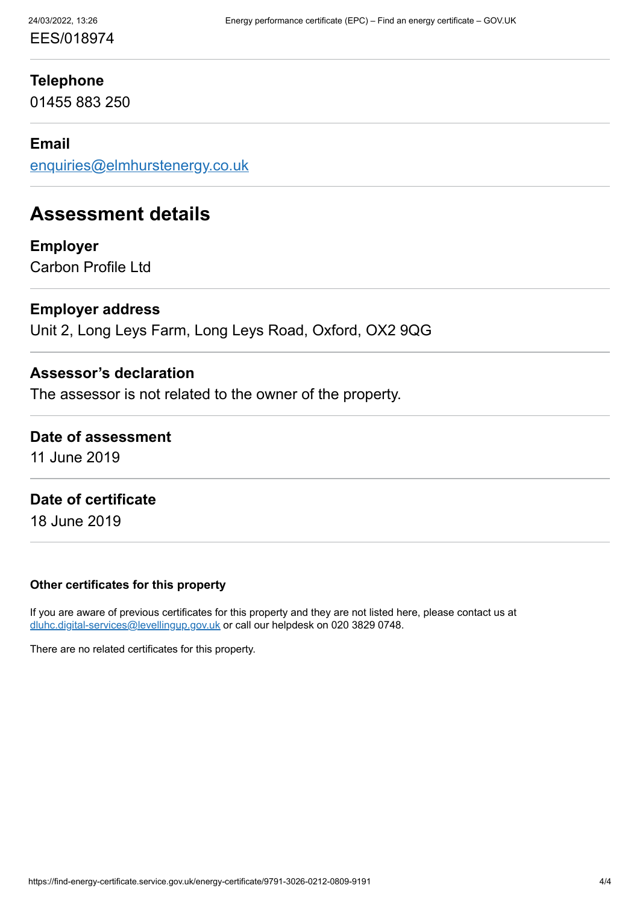EES/018974

### Telephone

01455 883 250

### Email

enquiries@elmhurstenergy.co.uk

## Assessment details

### Employer

Carbon Profile Ltd

### Employer address

Unit 2, Long Leys Farm, Long Leys Road, Oxford, OX2 9QG

### Assessor's declaration

The assessor is not related to the owner of the property.

### Date of assessment

11 June 2019

### Date of certificate

18 June 2019

**Other certificates for this property**

If you are aware of previous certificates for this property and they are not listed here, please contact us at dluhc.digital-services@levellingup.gov.uk or call our helpdesk on 020 3829 0748.

There are no related certificates for this property.